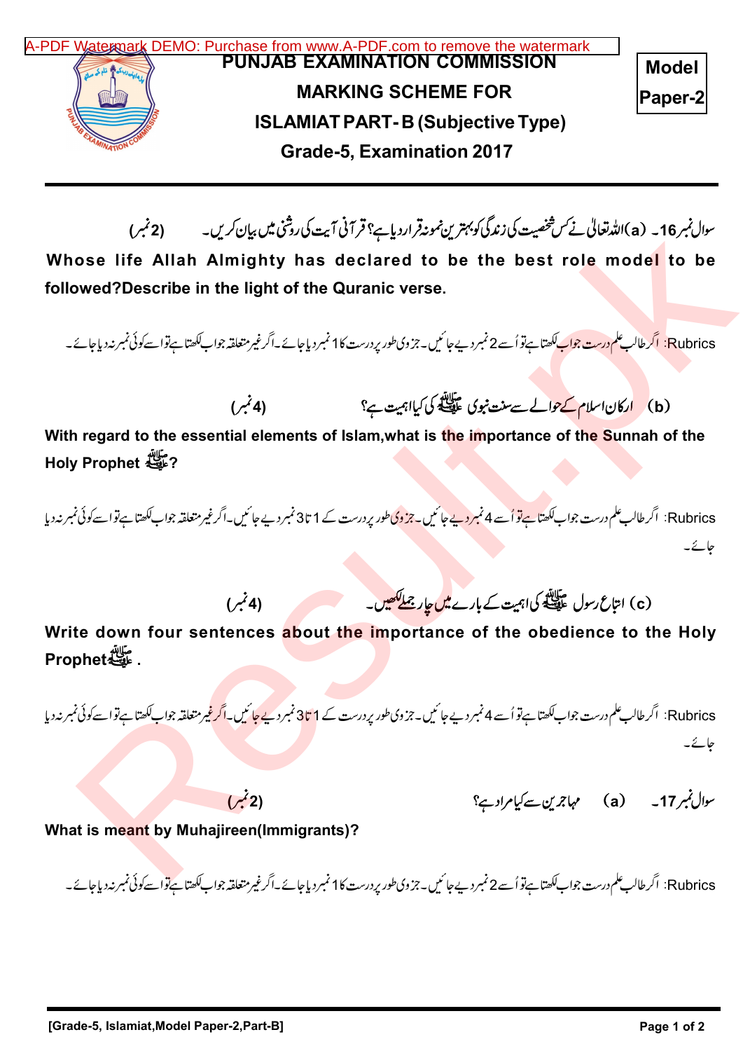# PUNJAB EXAMINATION COMMISSION

## MARKING SCHEME FOR

## ISLAMIAT PART- B (Subjective Type)

## Grade-5, Examination 2017

**Model Paper-2**

---

سوال نمبر16۔ (a)اللہ تعالیٰ نے کس شخصیت کی زندگی کو بہترین نمونہ قرار دیا ہے؟ قرآنی آیت کی روشنی میں بیان کریں۔ (2نمبر)

**Whose life Allah Almighty has declared to be the best role model to be followed? Describe in the light of the Quranic verse.**

Rubrics: اگر طالب علم درست جواب لکھتا ہے تو اُسے 2 نمبر دیے جائیں۔ جزوی طور پر درست کا 1 نمبر دیا جائے۔ اگر غیر متعلقہ جواب لکھتا ہے تو اسے کوئی نمبر نہ دیا جائے۔

(b) ارکان اسلام کے حوالے سے سنت نبوی ﷺ کی کیا اہمیت ہے؟ (4نمبر)

**With regard to the essential elements of Islam, what is the importance of the Sunnah of the Holy Prophet ﷺ?**

Rubrics: اگر طالب علم درست جواب لکھتا ہے تو اُسے 4 نمبر دیے جائیں۔ جزوی طور پر درست کے 1 تا 3 نمبر دیے جائیں۔ اگر غیر متعلقہ جواب لکھتا ہے تو اسے کوئی نمبر نہ دیا جائے۔

(c) اتباع رسول ﷺ کی اہمیت کے بارے میں چار جملے لکھیں۔ (4نمبر)

**Write down four sentences about the importance of the obedience to the Holy Prophet ﷺ.**

Rubrics: اگر طالب علم درست جواب لکھتا ہے تو اُسے 4 نمبر دیے جائیں۔ جزوی طور پر درست کے 1 تا 3 نمبر دیے جائیں۔ اگر غیر متعلقہ جواب لکھتا ہے تو اسے کوئی نمبر نہ دیا جائے۔

سوال نمبر17۔ (a) مہاجرین سے کیا مراد ہے؟ (2نمبر)

**What is meant by Muhajireen (Immigrants)?**

Rubrics: اگر طالب علم درست جواب لکھتا ہے تو اُسے 2 نمبر دیے جائیں۔ جزوی طور پر درست کا 1 نمبر دیا جائے۔ اگر غیر متعلقہ جواب لکھتا ہے تو اسے کوئی نمبر نہ دیا جائے۔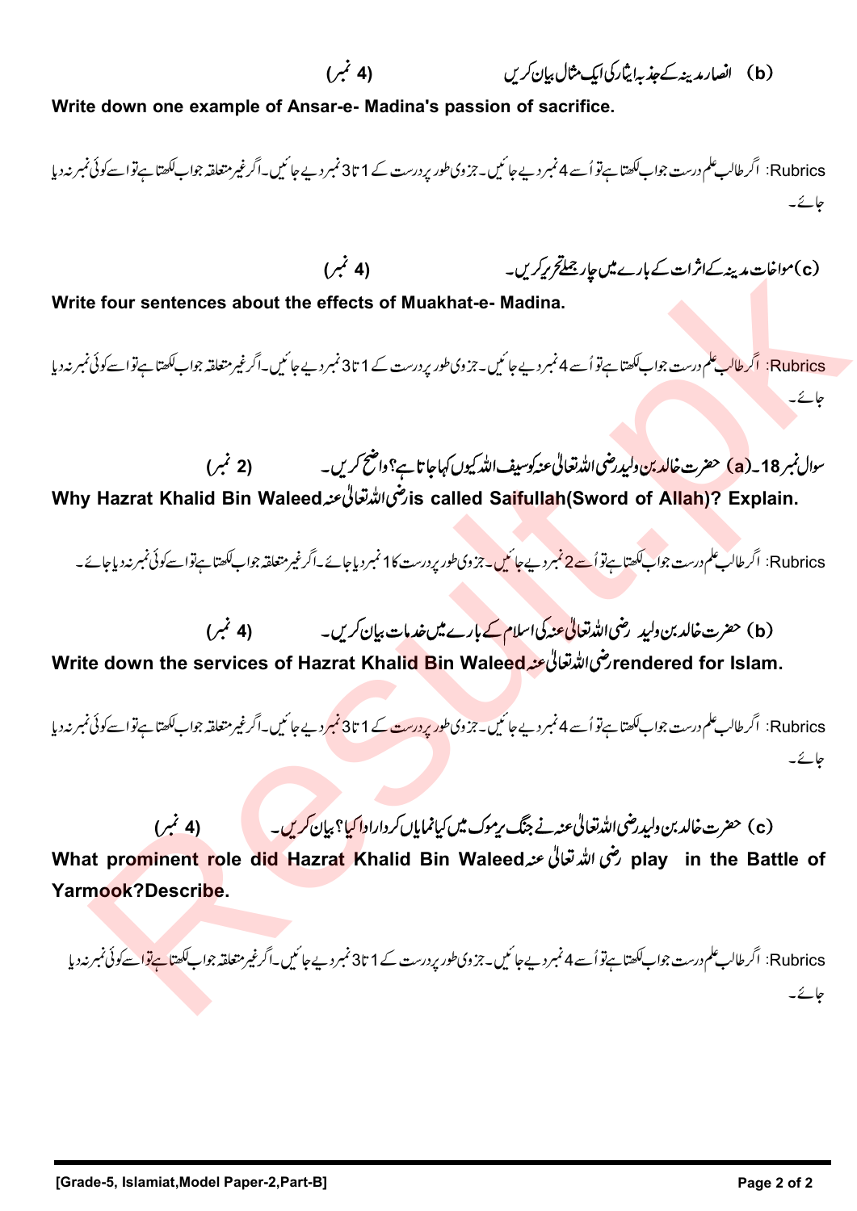(b) انصارِ مدینہ کے جذبہ ایثار کی ایک مثال بیان کریں (4 نمبر)

**Write down one example of Ansar-e- Madina's passion of sacrifice.**

Rubrics: اگر طالب علم درست جواب لکھتا ہے تو اُسے 4 نمبر دیے جائیں۔ جزوی طور پر درست کے 1 تا 3 نمبر دیے جائیں۔ اگر غیر متعلقہ جواب لکھتا ہے تو اسے کوئی نمبر نہ دیا جائے۔

(c) مواخات مدینہ کے اثرات کے بارے میں چار جملے تحریر کریں۔ (4 نمبر)

**Write four sentences about the effects of Muakhat-e- Madina.**

Rubrics: اگر طالب علم درست جواب لکھتا ہے تو اُسے 4 نمبر دیے جائیں۔ جزوی طور پر درست کے 1 تا 3 نمبر دیے جائیں۔ اگر غیر متعلقہ جواب لکھتا ہے تو اسے کوئی نمبر نہ دیا جائے۔

سوال نمبر 18۔ (a) حضرت خالد بن ولید رضی اللہ تعالیٰ عنہ کو سیف اللہ کیوں کہا جاتا ہے؟ واضح کریں۔ (2 نمبر)

**Why Hazrat Khalid Bin Waleed رضی اللہ تعالیٰ عنہ is called Saifullah(Sword of Allah)? Explain.**

Rubrics: اگر طالب علم درست جواب لکھتا ہے تو اُسے 2 نمبر دیے جائیں۔ جزوی طور پر درست کا 1 نمبر دیا جائے۔ اگر غیر متعلقہ جواب لکھتا ہے تو اسے کوئی نمبر نہ دیا جائے۔

(b) حضرت خالد بن ولید رضی اللہ تعالیٰ عنہ کی اسلام کے بارے میں خدمات بیان کریں۔ (4 نمبر)

**Write down the services of Hazrat Khalid Bin Waleed رضی اللہ تعالیٰ عنہ rendered for Islam.**

Rubrics: اگر طالب علم درست جواب لکھتا ہے تو اُسے 4 نمبر دیے جائیں۔ جزوی طور پر درست کے 1 تا 3 نمبر دیے جائیں۔ اگر غیر متعلقہ جواب لکھتا ہے تو اسے کوئی نمبر نہ دیا جائے۔

(c) حضرت خالد بن ولید رضی اللہ تعالیٰ عنہ نے جنگ یرموک میں کیا نمایاں کردار ادا کیا؟ بیان کریں۔ (4 نمبر)

**What prominent role did Hazrat Khalid Bin Waleed رضی اللہ تعالیٰ عنہ play in the Battle of Yarmook?Describe.**

Rubrics: اگر طالب علم درست جواب لکھتا ہے تو اُسے 4 نمبر دیے جائیں۔ جزوی طور پر درست کے 1 تا 3 نمبر دیے جائیں۔ اگر غیر متعلقہ جواب لکھتا ہے تو اسے کوئی نمبر نہ دیا جائے۔